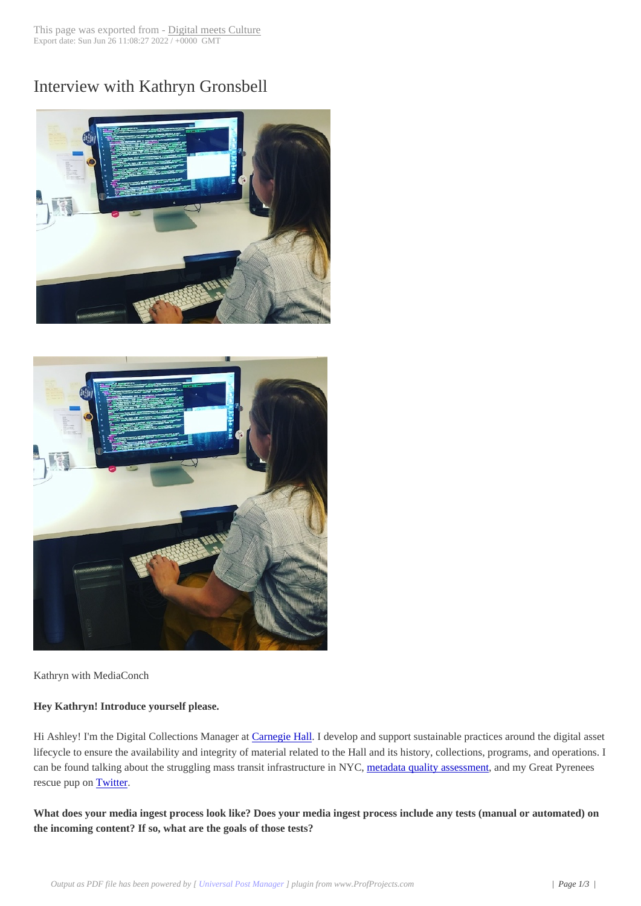# Interview with Kathryn Gronsbell

Kathryn with MediaConch

**Hey Kathryn! Introduce yourself please.**

Hi Ashley! I'm the Digital Collections Manager at Carnegie Hall. I develop and support sustainable practices around the digital asset lifecycle to ensure the availability and integrity of material related to the Hall and its history, collections, programs, and operations. I can be found talking about the struggling mass transit infrastructure in NYC, metadata quality assessment, and my Great Pyrenees rescue pup on Twitter.

**What does your media ingest process look like? Does your media ingest process include any tests (manual or automated) on the incoming content? If so, what are the goals of those tests?**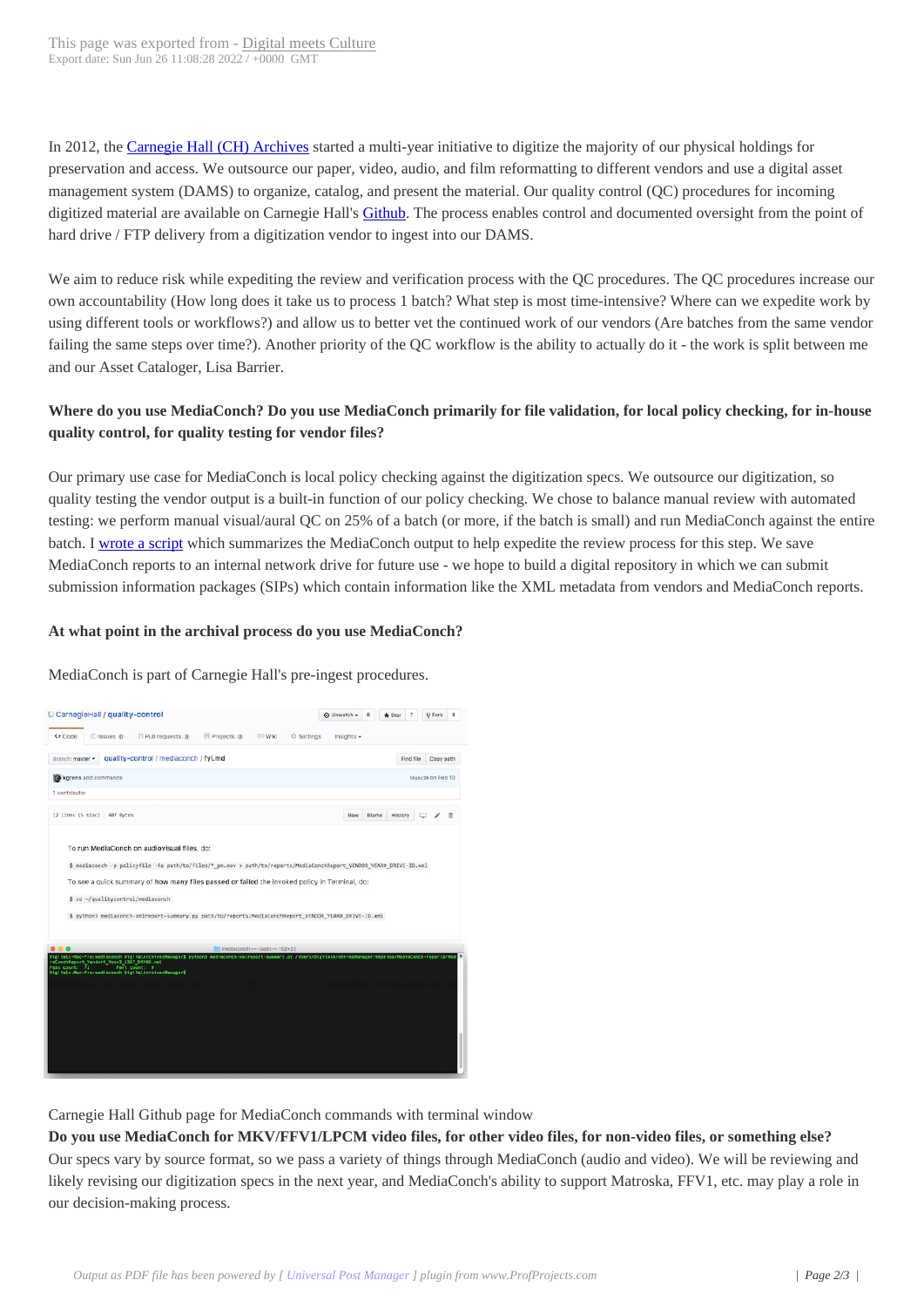In 2012, the Carnegie Hall (CH) Archives started a multi-year initiative to digitize the majority of our physical holdings for preservation and access. We outsource our paper, video, audio, and film reformatting to different vendors and use a digital asset management system (DAMS) to organize, catalog, and present the material. Our quality control (QC) procedures for incoming digitized material are available on Carnegie Hall's Github. The process enables control and documented oversight from the point of hard drive / FTP delivery from a digitization vendor to ingest into our DAMS.

We aim to reduce risk while expediting the review and verification process with the QC procedures. The QC procedures increase our own accountability (How long does it take us to process 1 batch? What step is most time-intensive? Where can we expedite work by using different tools or workflows?) and allow us to better vet the continued work of our vendors (Are batches from the same vendor failing the same steps over time?). Another priority of the QC workflow is the ability to actually do it - the work is split between me and our Asset Cataloger, Lisa Barrier.

**Where do you use MediaConch? Do you use MediaConch primarily for file validation, for local policy checking, for in-house quality control, for quality testing for vendor files?**

Our primary use case for MediaConch is local policy checking against the digitization specs. We outsource our digitization, so quality testing the vendor output is a built-in function of our policy checking. We chose to balance manual review with automated testing: we perform manual visual/aural QC on 25% of a batch (or more, if the batch is small) and run MediaConch against the entire batch. I wrote a script which summarizes the MediaConch output to help expedite the review process for this step. We save MediaConch reports to an internal network drive for future use - we hope to build a digital repository in which we can submit submission information packages (SIPs) which contain information like the XML metadata from vendors and MediaConch reports.

**At what point in the archival process do you use MediaConch?**

MediaConch is part of Carnegie Hall's pre-ingest procedures.

Carnegie Hall Github page for MediaConch commands with terminal window

**Do you use MediaConch for MKV/FFV1/LPCM video files, for other video files, for non-video files, or something else?**

Our specs vary by source format, so we pass a variety of things through MediaConch (audio and video). We will be reviewing and likely revising our digitization specs in the next year, and MediaConch's ability to support Matroska, FFV1, etc. may play a role in our decision-making process.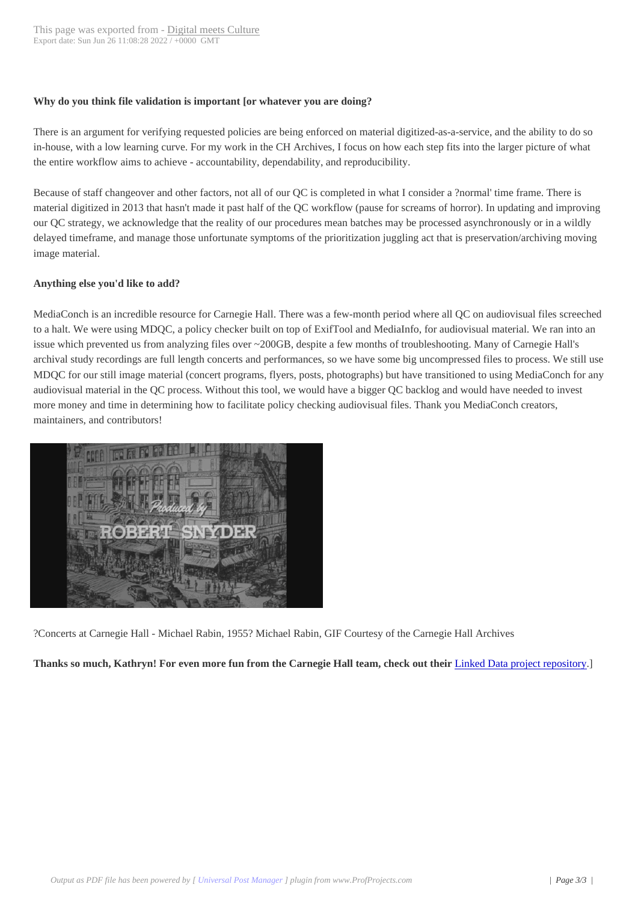**Why do you think file validation is important [or whatever you are doing?**

There is an argument for verifying requested policies are being enforced on material digitized-as-a-service, and the ability to do so in-house, with a low learning curve. For my work in the CH Archives, I focus on how each step fits into the larger picture of what the entire workflow aims to achieve - accountability, dependability, and reproducibility.

Because of staff changeover and other factors, not all of our QC is completed in what I consider a ?normal' time frame. There is material digitized in 2013 that hasn't made it past half of the QC workflow (pause for screams of horror). In updating and improving our QC strategy, we acknowledge that the reality of our procedures mean batches may be processed asynchronously or in a wildly delayed timeframe, and manage those unfortunate symptoms of the prioritization juggling act that is preservation/archiving moving image material.

**Anything else you'd like to add?**

MediaConch is an incredible resource for Carnegie Hall. There was a few-month period where all QC on audiovisual files screeched to a halt. We were using MDQC, a policy checker built on top of ExifTool and MediaInfo, for audiovisual material. We ran into an issue which prevented us from analyzing files over ~200GB, despite a few months of troubleshooting. Many of Carnegie Hall's archival study recordings are full length concerts and performances, so we have some big uncompressed files to process. We still use MDQC for our still image material (concert programs, flyers, posts, photographs) but have transitioned to using MediaConch for any audiovisual material in the QC process. Without this tool, we would have a bigger QC backlog and would have needed to invest more money and time in determining how to facilitate policy checking audiovisual files. Thank you MediaConch creators, maintainers, and contributors!

?Concerts at Carnegie Hall - Michael Rabin, 1955? Michael Rabin, GIF Courtesy of the Carnegie Hall Archives

**Thanks so much, Kathryn! For even more fun from the Carnegie Hall team, check out their** Linked Data project repository.]